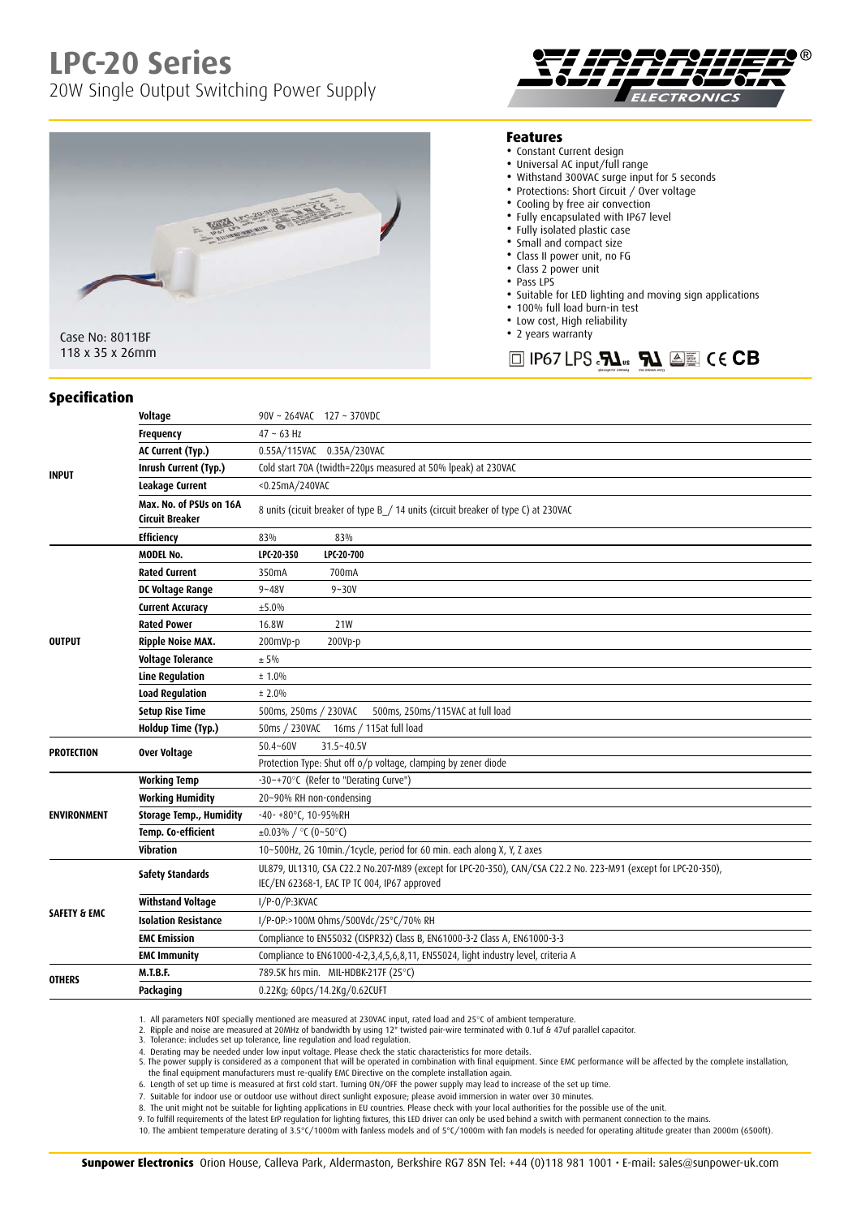# LPC-20 Series

20W Single Output Switching Power Supply

Case No: 8011BF
118 x 35 x 26mm

### Features

- Constant Current design
- Universal AC input/full range
- Withstand 300VAC surge input for 5 seconds
- Protections: Short Circuit / Over voltage
- Cooling by free air convection
- Fully encapsulated with IP67 level
- Fully isolated plastic case
- Small and compact size
- Class II power unit, no FG
- Class 2 power unit
- Pass LPS
- Suitable for LED lighting and moving sign applications
- 100% full load burn-in test
- Low cost, High reliability
- 2 years warranty

IP67 LPS

## Specification

| | | | |
|---|---|---|---|
| **INPUT** | **Voltage** | 90V ~ 264VAC 127 ~ 370VDC | |
| | **Frequency** | 47 ~ 63 Hz | |
| | **AC Current (Typ.)** | 0.55A/115VAC 0.35A/230VAC | |
| | **Inrush Current (Typ.)** | Cold start 70A (twidth=220μs measured at 50% Ipeak) at 230VAC | |
| | **Leakage Current** | <0.25mA/240VAC | |
| | **Max. No. of PSUs on 16A Circuit Breaker** | 8 units (cicuit breaker of type B_/ 14 units (circuit breaker of type C) at 230VAC | |
| | **Efficiency** | 83% | 83% |
| **OUTPUT** | **MODEL No.** | **LPC-20-350** | **LPC-20-700** |
| | **Rated Current** | 350mA | 700mA |
| | **DC Voltage Range** | 9~48V | 9~30V |
| | **Current Accuracy** | ±5.0% | |
| | **Rated Power** | 16.8W | 21W |
| | **Ripple Noise MAX.** | 200mVp-p | 200Vp-p |
| | **Voltage Tolerance** | ± 5% | |
| | **Line Regulation** | ± 1.0% | |
| | **Load Regulation** | ± 2.0% | |
| | **Setup Rise Time** | 500ms, 250ms / 230VAC 500ms, 250ms/115VAC at full load | |
| | **Holdup Time (Typ.)** | 50ms / 230VAC 16ms / 115at full load | |
| **PROTECTION** | **Over Voltage** | 50.4~60V | 31.5~40.5V |
| | | Protection Type: Shut off o/p voltage, clamping by zener diode | |
| **ENVIRONMENT** | **Working Temp** | -30~+70°C (Refer to "Derating Curve") | |
| | **Working Humidity** | 20~90% RH non-condensing | |
| | **Storage Temp., Humidity** | -40- +80°C, 10-95%RH | |
| | **Temp. Co-efficient** | ±0.03% / °C (0~50°C) | |
| | **Vibration** | 10~500Hz, 2G 10min./1cycle, period for 60 min. each along X, Y, Z axes | |
| **SAFETY & EMC** | **Safety Standards** | UL879, UL1310, CSA C22.2 No.207-M89 (except for LPC-20-350), CAN/CSA C22.2 No. 223-M91 (except for LPC-20-350), IEC/EN 62368-1, EAC TP TC 004, IP67 approved | |
| | **Withstand Voltage** | I/P-O/P:3KVAC | |
| | **Isolation Resistance** | I/P-OP:>100M Ohms/500Vdc/25°C/70% RH | |
| | **EMC Emission** | Compliance to EN55032 (CISPR32) Class B, EN61000-3-2 Class A, EN61000-3-3 | |
| | **EMC Immunity** | Compliance to EN61000-4-2,3,4,5,6,8,11, EN55024, light industry level, criteria A | |
| **OTHERS** | **M.T.B.F.** | 789.5K hrs min. MIL-HDBK-217F (25°C) | |
| | **Packaging** | 0.22Kg; 60pcs/14.2Kg/0.62CUFT | |

1. All parameters NOT specially mentioned are measured at 230VAC input, rated load and 25°C of ambient temperature.
2. Ripple and noise are measured at 20MHz of bandwidth by using 12" twisted pair-wire terminated with 0.1uf & 47uf parallel capacitor.
3. Tolerance: includes set up tolerance, line regulation and load regulation.
4. Derating may be needed under low input voltage. Please check the static characteristics for more details.
5. The power supply is considered as a component that will be operated in combination with final equipment. Since EMC performance will be affected by the complete installation, the final equipment manufacturers must re-qualify EMC Directive on the complete installation again.
6. Length of set up time is measured at first cold start. Turning ON/OFF the power supply may lead to increase of the set up time.
7. Suitable for indoor use or outdoor use without direct sunlight exposure; please avoid immersion in water over 30 minutes.
8. The unit might not be suitable for lighting applications in EU countries. Please check with your local authorities for the possible use of the unit.
9. To fulfill requirements of the latest ErP regulation for lighting fixtures, this LED driver can only be used behind a switch with permanent connection to the mains.
10. The ambient temperature derating of 3.5°C/1000m with fanless models and of 5°C/1000m with fan models is needed for operating altitude greater than 2000m (6500ft).

**Sunpower Electronics** Orion House, Calleva Park, Aldermaston, Berkshire RG7 8SN Tel: +44 (0)118 981 1001 • E-mail: sales@sunpower-uk.com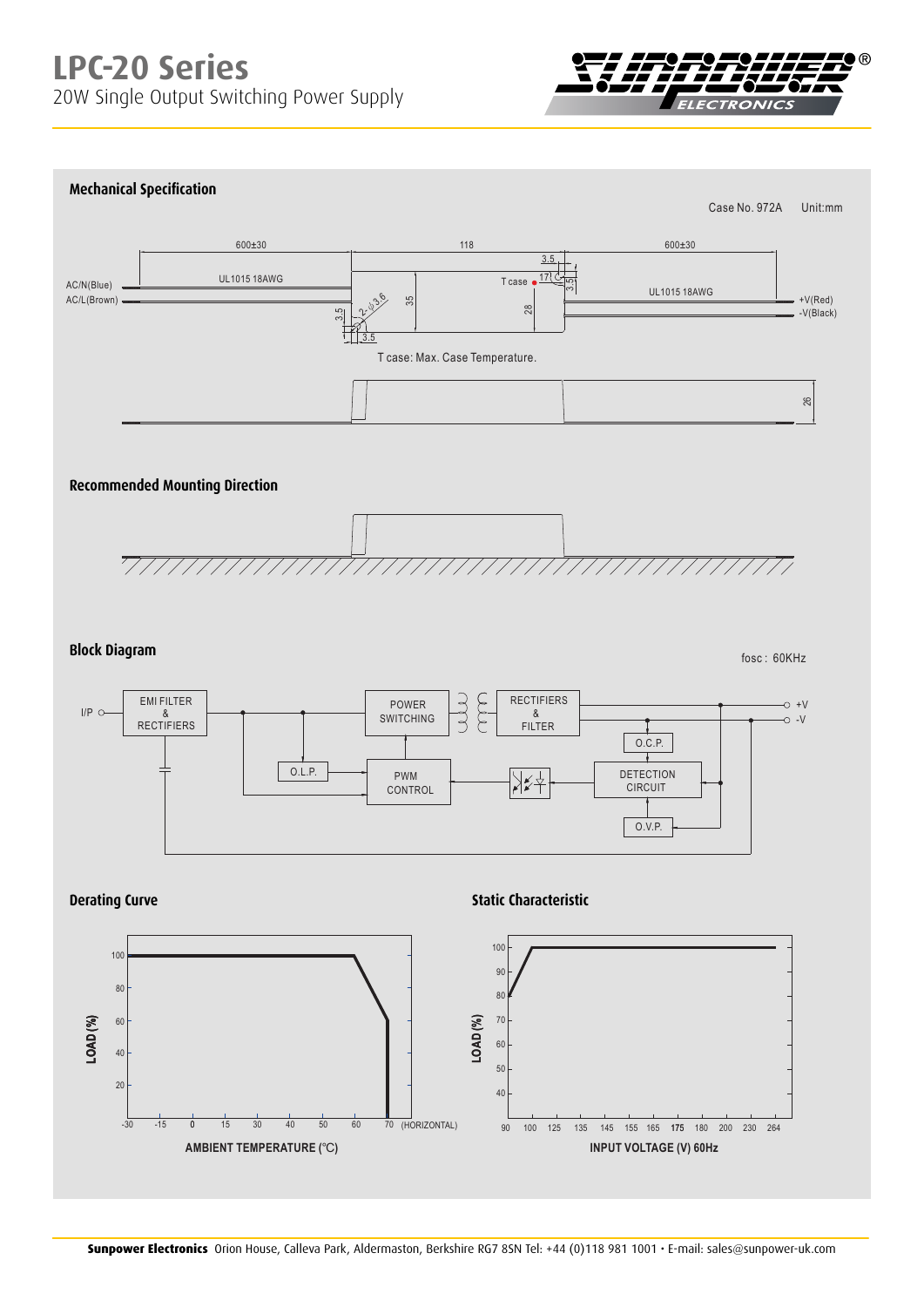# LPC-20 Series

20W Single Output Switching Power Supply

## Mechanical Specification

Case No. 972A Unit:mm

600±30
118
600±30
3.5
T case
17
3.5
AC/N(Blue)
AC/L(Brown)
UL1015 18AWG
UL1015 18AWG
+V(Red)
-V(Black)
2-φ3.6
35
28
3.5
3.5

T case: Max. Case Temperature.

26

## Recommended Mounting Direction

## Block Diagram

fosc : 60KHz

I/P
EMI FILTER & RECTIFIERS
POWER SWITCHING
RECTIFIERS & FILTER
+V
-V
O.C.P.
O.L.P.
PWM CONTROL
DETECTION CIRCUIT
O.V.P.

## Derating Curve

LOAD (%)
100
80
60
40
20
-30 -15 0 15 30 40 50 60 70 (HORIZONTAL)
AMBIENT TEMPERATURE (℃)

## Static Characteristic

LOAD (%)
100
90
80
70
60
50
40
90 100 125 135 145 155 165 175 180 200 230 264
INPUT VOLTAGE (V) 60Hz

**Sunpower Electronics** Orion House, Calleva Park, Aldermaston, Berkshire RG7 8SN Tel: +44 (0)118 981 1001 • E-mail: sales@sunpower-uk.com